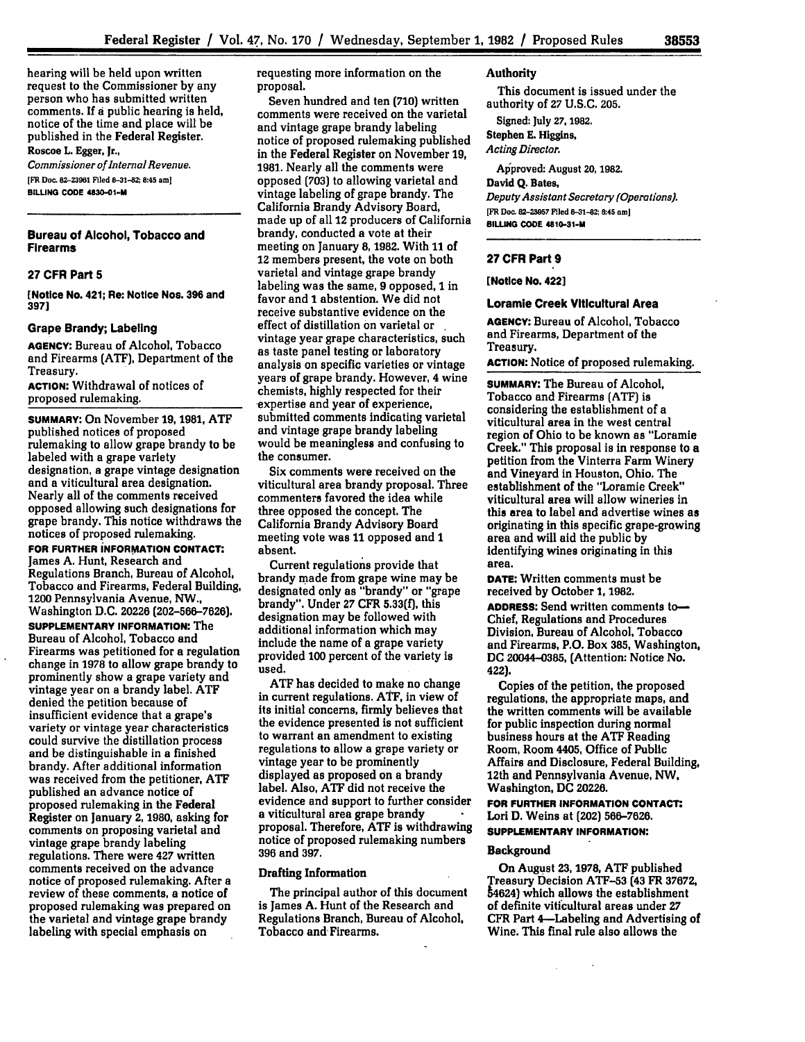hearing will be held upon written request to the Commissioner by any person who has submitted written comments. If a public hearing is held, notice of the time and place will be published in the Federal Register.

Roscoe L. Egger, Jr.,

*Commissioner of Internal Revenue.*

[FR Doc. 82-23961 Filed 8-31-82; 8:45 am]

BILLING CODE 4830-01-M

## Bureau of Alcohol, Tobacco and Firearms

### 27 CFR Part 5

**[Notice No. 421; Re: Notice Nos. 396 and 397]**

### Grape Brandy; Labeling

**AGENCY:** Bureau of Alcohol, Tobacco and Firearms (ATF), Department of the Treasury.

**ACTION:** Withdrawal of notices of proposed rulemaking.

**SUMMARY:** On November 19, 1981, ATF published notices of proposed rulemaking to allow grape brandy to be labeled with a grape variety designation, a grape vintage designation and a viticultural area designation. Nearly all of the comments received opposed allowing such designations for grape brandy. This notice withdraws the notices of proposed rulemaking.

**FOR FURTHER INFORMATION CONTACT:** James A. Hunt, Research and Regulations Branch, Bureau of Alcohol, Tobacco and Firearms, Federal Building, 1200 Pennsylvania Avenue, NW., Washington D.C. 20226 (202-566-7626).

**SUPPLEMENTARY INFORMATION:** The Bureau of Alcohol, Tobacco and Firearms was petitioned for a regulation change in 1978 to allow grape brandy to prominently show a grape variety and vintage year on a brandy label. ATF denied the petition because of insufficient evidence that a grape's variety or vintage year characteristics could survive the distillation process and be distinguishable in a finished brandy. After additional information was received from the petitioner, ATF published an advance notice of proposed rulemaking in the Federal Register on January 2, 1980, asking for comments on proposing varietal and vintage grape brandy labeling regulations. There were 427 written comments received on the advance notice of proposed rulemaking. After a review of these comments, a notice of proposed rulemaking was prepared on the varietal and vintage grape brandy labeling with special emphasis on requesting more information on the proposal.

Seven hundred and ten (710) written comments were received on the varietal and vintage grape brandy labeling notice of proposed rulemaking published in the Federal Register on November 19, 1981. Nearly all the comments were opposed (703) to allowing varietal and vintage labeling of grape brandy. The California Brandy Advisory Board, made up of all 12 producers of California brandy, conducted a vote at their meeting on January 8, 1982. With 11 of 12 members present, the vote on both varietal and vintage grape brandy labeling was the same, 9 opposed, 1 in favor and 1 abstention. We did not receive substantive evidence on the effect of distillation on varietal or vintage year grape characteristics, such as taste panel testing or laboratory analysis on specific varieties or vintage years of grape brandy. However, 4 wine chemists, highly respected for their expertise and year of experience, submitted comments indicating varietal and vintage grape brandy labeling would be meaningless and confusing to the consumer.

Six comments were received on the viticultural area brandy proposal. Three commenters favored the idea while three opposed the concept. The California Brandy Advisory Board meeting vote was 11 opposed and 1 absent.

Current regulations provide that brandy made from grape wine may be designated only as "brandy" or "grape brandy". Under 27 CFR 5.33(f), this designation may be followed with additional information which may include the name of a grape variety provided 100 percent of the variety is used.

ATF has decided to make no change in current regulations. ATF, in view of its initial concerns, firmly believes that the evidence presented is not sufficient to warrant an amendment to existing regulations to allow a grape variety or vintage year to be prominently displayed as proposed on a brandy label. Also, ATF did not receive the evidence and support to further consider a viticultural area grape brandy proposal. Therefore, ATF is withdrawing notice of proposed rulemaking numbers 396 and 397.

#### Drafting Information

The principal author of this document is James A. Hunt of the Research and Regulations Branch, Bureau of Alcohol, Tobacco and Firearms.

#### Authority

This document is issued under the authority of 27 U.S.C. 205.

Signed: July 27, 1982.

Stephen E. Higgins,

*Acting Director.*

Approved: August 20, 1982.

David Q. Bates,

*Deputy Assistant Secretary (Operations).*

[FR Doc. 82-23957 Filed 8-31-82; 8:45 am]

BILLING CODE 4810-31-M

### 27 CFR Part 9

**[Notice No. 422]**

### Loramie Creek Viticultural Area

**AGENCY:** Bureau of Alcohol, Tobacco and Firearms, Department of the Treasury.

**ACTION:** Notice of proposed rulemaking.

**SUMMARY:** The Bureau of Alcohol, Tobacco and Firearms (ATF) is considering the establishment of a viticultural area in the west central region of Ohio to be known as "Loramie Creek." This proposal is in response to a petition from the Vinterra Farm Winery and Vineyard in Houston, Ohio. The establishment of the "Loramie Creek" viticultural area will allow wineries in this area to label and advertise wines as originating in this specific grape-growing area and will aid the public by identifying wines originating in this area.

**DATE:** Written comments must be received by October 1, 1982.

**ADDRESS:** Send written comments to— Chief, Regulations and Procedures Division, Bureau of Alcohol, Tobacco and Firearms, P.O. Box 385, Washington, DC 20044-0385, (Attention: Notice No. 422).

Copies of the petition, the proposed regulations, the appropriate maps, and the written comments will be available for public inspection during normal business hours at the ATF Reading Room, Room 4405, Office of Public Affairs and Disclosure, Federal Building, 12th and Pennsylvania Avenue, NW, Washington, DC 20226.

**FOR FURTHER INFORMATION CONTACT:** Lori D. Weins at (202) 566-7626.

**SUPPLEMENTARY INFORMATION:**

#### Background

On August 23, 1978, ATF published Treasury Decision ATF-53 (43 FR 37672, 54624) which allows the establishment of definite viticultural areas under 27 CFR Part 4—Labeling and Advertising of Wine. This final rule also allows the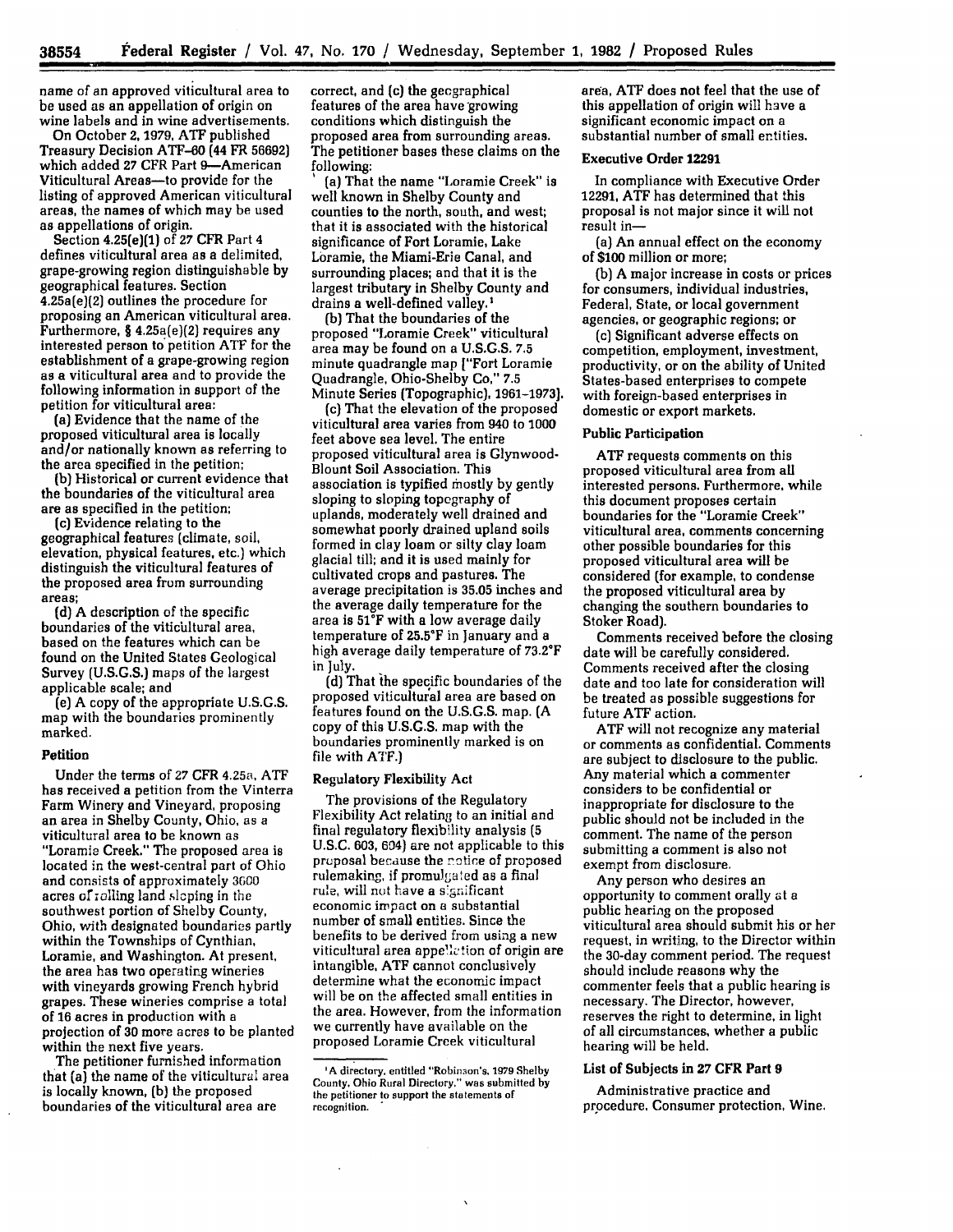name of an approved viticultural area to be used as an appellation of origin on wine labels and in wine advertisements.

On October 2, 1979, ATF published Treasury Decision ATF-60 (44 FR 56692) which added 27 CFR Part 9—American Viticultural Areas—to provide for the listing of approved American viticultural areas, the names of which may be used as appellations of origin.

Section 4.25(e)(1) of 27 CFR Part 4 defines viticultural area as a delimited, grape-growing region distinguishable by geographical features. Section 4.25a(e)(2) outlines the procedure for proposing an American viticultural area. Furthermore, § 4.25a(e)(2) requires any interested person to petition ATF for the establishment of a grape-growing region as a viticultural area and to provide the following information in support of the petition for viticultural area:

(a) Evidence that the name of the proposed viticultural area is locally and/or nationally known as referring to the area specified in the petition;

(b) Historical or current evidence that the boundaries of the viticultural area are as specified in the petition;

(c) Evidence relating to the geographical features (climate, soil, elevation, physical features, etc.) which distinguish the viticultural features of the proposed area from surrounding areas;

(d) A description of the specific boundaries of the viticultural area, based on the features which can be found on the United States Geological Survey (U.S.G.S.) maps of the largest applicable scale; and

(e) A copy of the appropriate U.S.G.S. map with the boundaries prominently marked.

### Petition

Under the terms of 27 CFR 4.25a, ATF has received a petition from the Vinterra Farm Winery and Vineyard, proposing an area in Shelby County, Ohio, as a viticultural area to be known as "Loramie Creek." The proposed area is located in the west-central part of Ohio and consists of approximately 3600 acres of rolling land sloping in the southwest portion of Shelby County, Ohio, with designated boundaries partly within the Townships of Cynthian, Loramie, and Washington. At present, the area has two operating wineries with vineyards growing French hybrid grapes. These wineries comprise a total of 16 acres in production with a projection of 30 more acres to be planted within the next five years.

The petitioner furnished information that (a) the name of the viticultural area is locally known, (b) the proposed boundaries of the viticultural area are correct, and (c) the geographical features of the area have growing conditions which distinguish the proposed area from surrounding areas. The petitioner bases these claims on the following:

(a) That the name "Loramie Creek" is well known in Shelby County and counties to the north, south, and west; that it is associated with the historical significance of Fort Loramie, Lake Loramie, the Miami-Erie Canal, and surrounding places; and that it is the largest tributary in Shelby County and drains a well-defined valley.[1]

(b) That the boundaries of the proposed "Loramie Creek" viticultural area may be found on a U.S.G.S. 7.5 minute quadrangle map ["Fort Loramie Quadrangle, Ohio-Shelby Co," 7.5 Minute Series (Topographic), 1961-1973].

(c) That the elevation of the proposed viticultural area varies from 940 to 1000 feet above sea level. The entire proposed viticultural area is Glynwood-Blount Soil Association. This association is typified mostly by gently sloping to sloping topography of uplands, moderately well drained and somewhat poorly drained upland soils formed in clay loam or silty clay loam glacial till; and it is used mainly for cultivated crops and pastures. The average precipitation is 35.05 inches and the average daily temperature for the area is 51°F with a low average daily temperature of 25.5°F in January and a high average daily temperature of 73.2°F in July.

(d) That the specific boundaries of the proposed viticultural area are based on features found on the U.S.G.S. map. (A copy of this U.S.G.S. map with the boundaries prominently marked is on file with ATF.)

### Regulatory Flexibility Act

The provisions of the Regulatory Flexibility Act relating to an initial and final regulatory flexibility analysis (5 U.S.C. 603, 604) are not applicable to this proposal because the notice of proposed rulemaking, if promulgated as a final rule, will not have a significant economic impact on a substantial number of small entities. Since the benefits to be derived from using a new viticultural area appellation of origin are intangible, ATF cannot conclusively determine what the economic impact will be on the affected small entities in the area. However, from the information we currently have available on the proposed Loramie Creek viticultural area, ATF does not feel that the use of this appellation of origin will have a significant economic impact on a substantial number of small entities.

### Executive Order 12291

In compliance with Executive Order 12291, ATF has determined that this proposal is not major since it will not result in—

(a) An annual effect on the economy of $100 million or more;

(b) A major increase in costs or prices for consumers, individual industries, Federal, State, or local government agencies, or geographic regions; or

(c) Significant adverse effects on competition, employment, investment, productivity, or on the ability of United States-based enterprises to compete with foreign-based enterprises in domestic or export markets.

### Public Participation

ATF requests comments on this proposed viticultural area from all interested persons. Furthermore, while this document proposes certain boundaries for the "Loramie Creek" viticultural area, comments concerning other possible boundaries for this proposed viticultural area will be considered (for example, to condense the proposed viticultural area by changing the southern boundaries to Stoker Road).

Comments received before the closing date will be carefully considered. Comments received after the closing date and too late for consideration will be treated as possible suggestions for future ATF action.

ATF will not recognize any material or comments as confidential. Comments are subject to disclosure to the public. Any material which a commenter considers to be confidential or inappropriate for disclosure to the public should not be included in the comment. The name of the person submitting a comment is also not exempt from disclosure.

Any person who desires an opportunity to comment orally at a public hearing on the proposed viticultural area should submit his or her request, in writing, to the Director within the 30-day comment period. The request should include reasons why the commenter feels that a public hearing is necessary. The Director, however, reserves the right to determine, in light of all circumstances, whether a public hearing will be held.

### List of Subjects in 27 CFR Part 9

Administrative practice and procedure, Consumer protection, Wine.

---

[1] A directory, entitled "Robinson's, 1979 Shelby County, Ohio Rural Directory," was submitted by the petitioner to support the statements of recognition.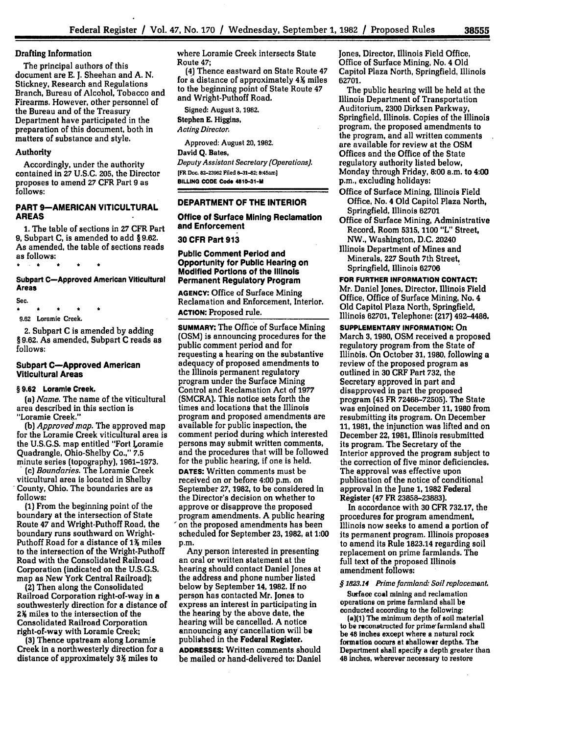### Drafting Information

The principal authors of this document are E. J. Sheehan and A. N. Stickney, Research and Regulations Branch, Bureau of Alcohol, Tobacco and Firearms. However, other personnel of the Bureau and of the Treasury Department have participated in the preparation of this document, both in matters of substance and style.

### Authority

Accordingly, under the authority contained in 27 U.S.C. 205, the Director proposes to amend 27 CFR Part 9 as follows:

## PART 9—AMERICAN VITICULTURAL AREAS

1. The table of sections in 27 CFR Part 9, Subpart C, is amended to add § 9.62. As amended, the table of sections reads as follows:

\* \* \* \* \*

### Subpart C—Approved American Viticultural Areas

Sec.

\* \* \* \* \*

9.62 Loramie Creek.

2. Subpart C is amended by adding § 9.62. As amended, Subpart C reads as follows:

### Subpart C—Approved American Viticultural Areas

**§ 9.62 Loramie Creek.**

(a) *Name.* The name of the viticultural area described in this section is "Loramie Creek."

(b) *Approved map.* The approved map for the Loramie Creek viticultural area is the U.S.G.S. map entitled "Fort Loramie Quadrangle, Ohio-Shelby Co.," 7.5 minute series (topography), 1961–1973.

(c) *Boundaries.* The Loramie Creek viticultural area is located in Shelby County, Ohio. The boundaries are as follows:

(1) From the beginning point of the boundary at the intersection of State Route 47 and Wright-Puthoff Road, the boundary runs southward on Wright-Puthoff Road for a distance of 1⅝ miles to the intersection of the Wright-Puthoff Road with the Consolidated Railroad Corporation (indicated on the U.S.G.S. map as New York Central Railroad);

(2) Then along the Consolidated Railroad Corporation right-of-way in a southwesterly direction for a distance of 2⅜ miles to the intersection of the Consolidated Railroad Corporation right-of-way with Loramie Creek;

(3) Thence upstream along Loramie Creek in a northwesterly direction for a distance of approximately 3½ miles to where Loramie Creek intersects State Route 47;

(4) Thence eastward on State Route 47 for a distance of approximately 4⅞ miles to the beginning point of State Route 47 and Wright-Puthoff Road.

Signed: August 3, 1982.

**Stephen E. Higgins,**
*Acting Director.*

Approved: August 20, 1982.

**David Q. Bates,**
*Deputy Assistant Secretary (Operations).*

[FR Doc. 82-23962 Filed 8-31-82; 8:45am]

BILLING CODE Code 4810-31-M

---

## DEPARTMENT OF THE INTERIOR

### Office of Surface Mining Reclamation and Enforcement

### 30 CFR Part 913

### Public Comment Period and Opportunity for Public Hearing on Modified Portions of the Illinois Permanent Regulatory Program

**AGENCY:** Office of Surface Mining Reclamation and Enforcement, Interior.

**ACTION:** Proposed rule.

**SUMMARY:** The Office of Surface Mining (OSM) is announcing procedures for the public comment period and for requesting a hearing on the substantive adequacy of proposed amendments to the Illinois permanent regulatory program under the Surface Mining Control and Reclamation Act of 1977 (SMCRA). This notice sets forth the times and locations that the Illinois program and proposed amendments are available for public inspection, the comment period during which interested persons may submit written comments, and the procedures that will be followed for the public hearing, if one is held.

**DATES:** Written comments must be received on or before 4:00 p.m. on September 27, 1982, to be considered in the Director's decision on whether to approve or disapprove the proposed program amendments. A public hearing on the proposed amendments has been scheduled for September 23, 1982, at 1:00 p.m.

Any person interested in presenting an oral or written statement at the hearing should contact Daniel Jones at the address and phone number listed below by September 14, 1982. If no person has contacted Mr. Jones to express an interest in participating in the hearing by the above date, the hearing will be cancelled. A notice announcing any cancellation will be published in the **Federal Register.**

**ADDRESSES:** Written comments should be mailed or hand-delivered to: Daniel Jones, Director, Illinois Field Office, Office of Surface Mining, No. 4 Old Capitol Plaza North, Springfield, Illinois 62701.

The public hearing will be held at the Illinois Department of Transportation Auditorium, 2300 Dirksen Parkway, Springfield, Illinois. Copies of the Illinois program, the proposed amendments to the program, and all written comments are available for review at the OSM Offices and the Office of the State regulatory authority listed below, Monday through Friday, 8:00 a.m. to 4:00 p.m., excluding holidays:

Office of Surface Mining, Illinois Field Office, No. 4 Old Capitol Plaza North, Springfield, Illinois 62701

Office of Surface Mining, Administrative Record, Room 5315, 1100 "L" Street, NW., Washington, D.C. 20240

Illinois Department of Mines and Minerals, 227 South 7th Street, Springfield, Illinois 62706

**FOR FURTHER INFORMATION CONTACT:** Mr. Daniel Jones, Director, Illinois Field Office, Office of Surface Mining, No. 4 Old Capitol Plaza North, Springfield, Illinois 62701, Telephone: (217) 492–4486.

**SUPPLEMENTARY INFORMATION:** On March 3, 1980, OSM received a proposed regulatory program from the State of Illinois. On October 31, 1980, following a review of the proposed program as outlined in 30 CRF Part 732, the Secretary approved in part and disapproved in part the proposed program (45 FR 72468–72505). The State was enjoined on December 11, 1980 from resubmitting its program. On December 11, 1981, the injunction was lifted and on December 22, 1981, Illinois resubmitted its program. The Secretary of the Interior approved the program subject to the correction of five minor deficiencies. The approval was effective upon publication of the notice of conditional approval in the June 1, 1982 Federal Register (47 FR 23858–23883).

In accordance with 30 CFR 732.17, the procedures for program amendment, Illinois now seeks to amend a portion of its permanent program. Illinois proposes to amend its Rule 1823.14 regarding soil replacement on prime farmlands. The full text of the proposed Illinois amendment follows:

*§ 1823.14 Prime farmland: Soil replacement.*

Surface coal mining and reclamation operations on prime farmland shall be conducted according to the following:

(a)(1) The minimum depth of soil material to be reconstructed for prime farmland shall be 48 inches except where a natural rock formation occurs at shallower depths. The Department shall specify a depth greater than 48 inches, wherever necessary to restore